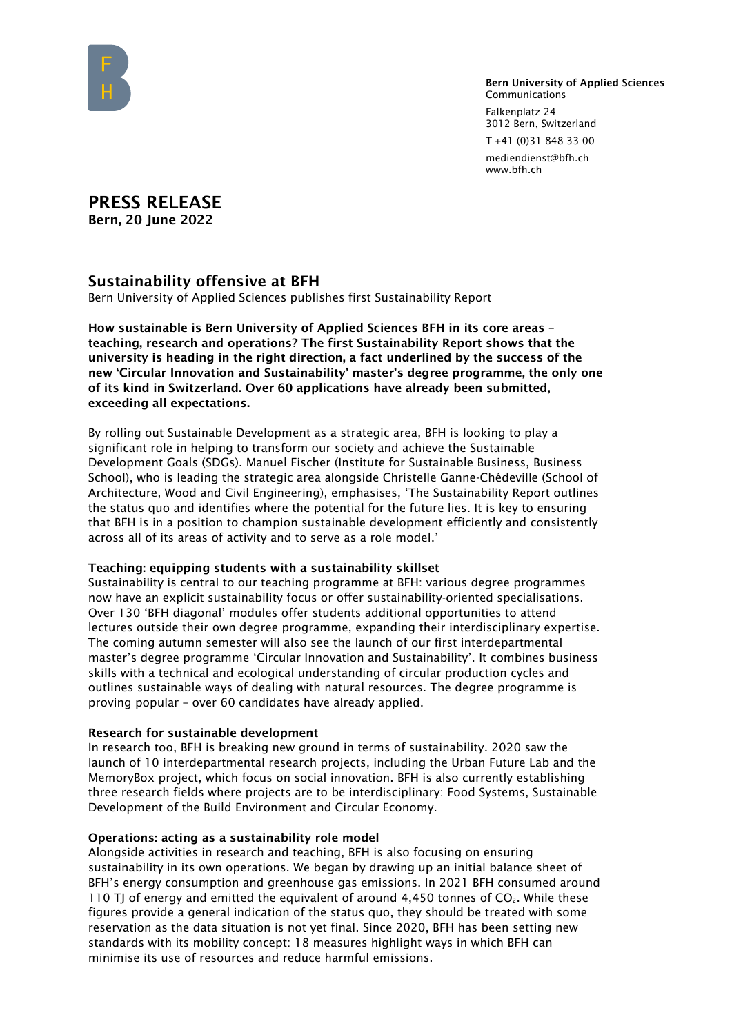**Bern University of Applied Sciences**
Communications

Falkenplatz 24
3012 Bern, Switzerland

T +41 (0)31 848 33 00

mediendienst@bfh.ch
www.bfh.ch

# PRESS RELEASE

**Bern, 20 June 2022**

## Sustainability offensive at BFH

Bern University of Applied Sciences publishes first Sustainability Report

**How sustainable is Bern University of Applied Sciences BFH in its core areas – teaching, research and operations? The first Sustainability Report shows that the university is heading in the right direction, a fact underlined by the success of the new 'Circular Innovation and Sustainability' master's degree programme, the only one of its kind in Switzerland. Over 60 applications have already been submitted, exceeding all expectations.**

By rolling out Sustainable Development as a strategic area, BFH is looking to play a significant role in helping to transform our society and achieve the Sustainable Development Goals (SDGs). Manuel Fischer (Institute for Sustainable Business, Business School), who is leading the strategic area alongside Christelle Ganne-Chédeville (School of Architecture, Wood and Civil Engineering), emphasises, 'The Sustainability Report outlines the status quo and identifies where the potential for the future lies. It is key to ensuring that BFH is in a position to champion sustainable development efficiently and consistently across all of its areas of activity and to serve as a role model.'

### Teaching: equipping students with a sustainability skillset

Sustainability is central to our teaching programme at BFH: various degree programmes now have an explicit sustainability focus or offer sustainability-oriented specialisations. Over 130 'BFH diagonal' modules offer students additional opportunities to attend lectures outside their own degree programme, expanding their interdisciplinary expertise. The coming autumn semester will also see the launch of our first interdepartmental master's degree programme 'Circular Innovation and Sustainability'. It combines business skills with a technical and ecological understanding of circular production cycles and outlines sustainable ways of dealing with natural resources. The degree programme is proving popular – over 60 candidates have already applied.

### Research for sustainable development

In research too, BFH is breaking new ground in terms of sustainability. 2020 saw the launch of 10 interdepartmental research projects, including the Urban Future Lab and the MemoryBox project, which focus on social innovation. BFH is also currently establishing three research fields where projects are to be interdisciplinary: Food Systems, Sustainable Development of the Build Environment and Circular Economy.

### Operations: acting as a sustainability role model

Alongside activities in research and teaching, BFH is also focusing on ensuring sustainability in its own operations. We began by drawing up an initial balance sheet of BFH's energy consumption and greenhouse gas emissions. In 2021 BFH consumed around 110 TJ of energy and emitted the equivalent of around 4,450 tonnes of $CO_2$. While these figures provide a general indication of the status quo, they should be treated with some reservation as the data situation is not yet final. Since 2020, BFH has been setting new standards with its mobility concept: 18 measures highlight ways in which BFH can minimise its use of resources and reduce harmful emissions.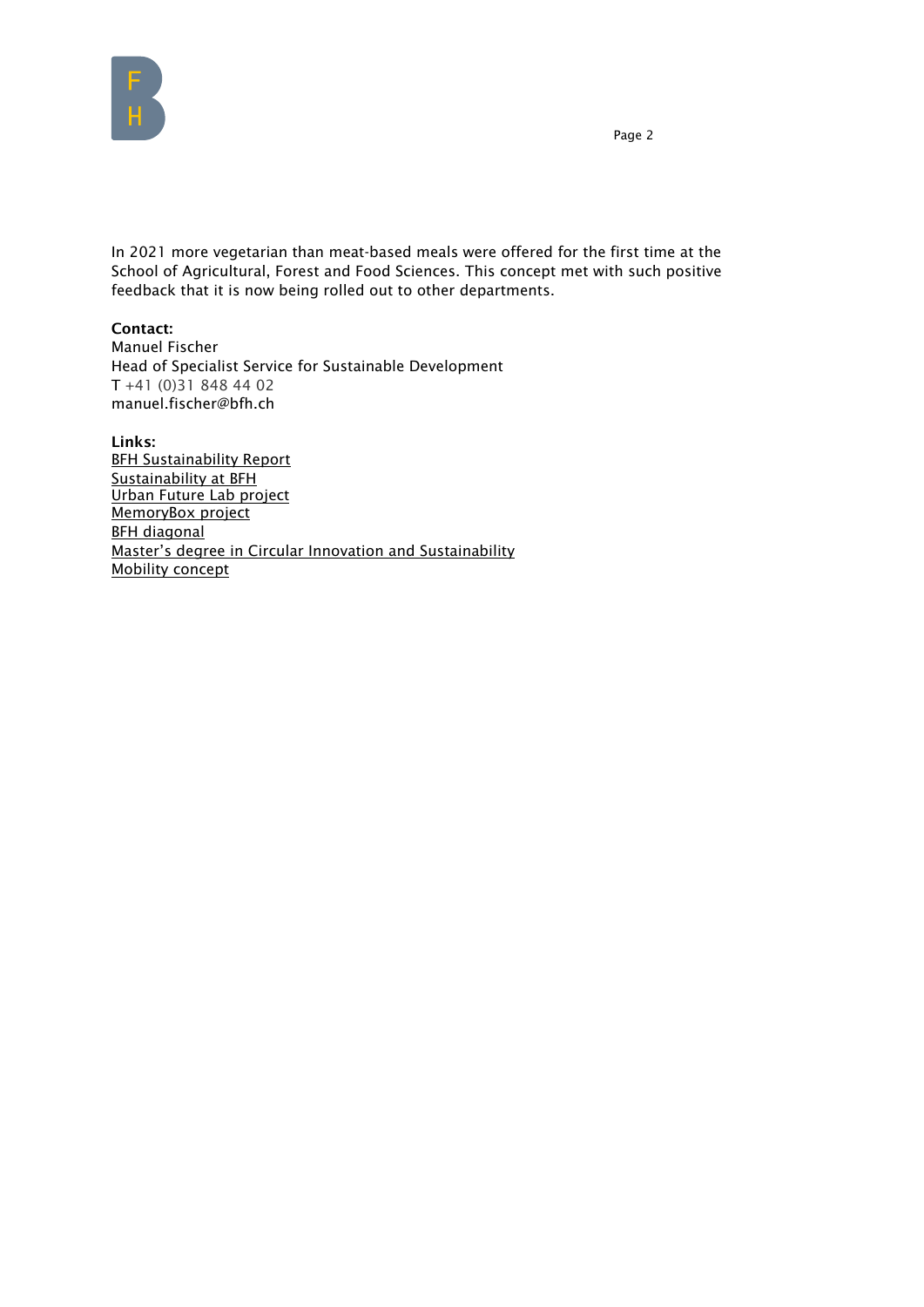In 2021 more vegetarian than meat-based meals were offered for the first time at the School of Agricultural, Forest and Food Sciences. This concept met with such positive feedback that it is now being rolled out to other departments.

**Contact:**
Manuel Fischer
Head of Specialist Service for Sustainable Development
T +41 (0)31 848 44 02
manuel.fischer@bfh.ch

**Links:**
BFH Sustainability Report
Sustainability at BFH
Urban Future Lab project
MemoryBox project
BFH diagonal
Master's degree in Circular Innovation and Sustainability
Mobility concept